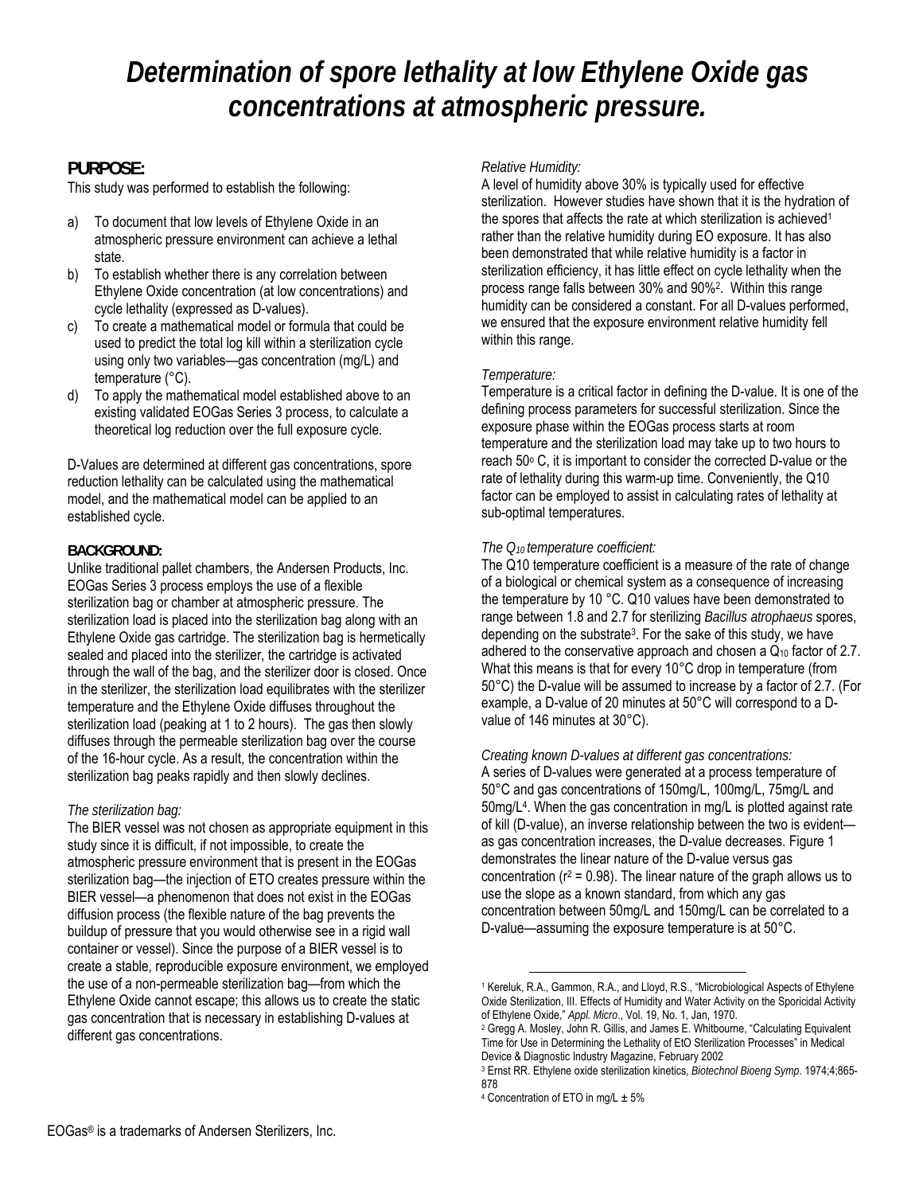# Determination of spore lethality at low Ethylene Oxide gas concentrations at atmospheric pressure.

## PURPOSE:

This study was performed to establish the following:

a) To document that low levels of Ethylene Oxide in an atmospheric pressure environment can achieve a lethal state.
b) To establish whether there is any correlation between Ethylene Oxide concentration (at low concentrations) and cycle lethality (expressed as D-values).
c) To create a mathematical model or formula that could be used to predict the total log kill within a sterilization cycle using only two variables—gas concentration (mg/L) and temperature (°C).
d) To apply the mathematical model established above to an existing validated EOGas Series 3 process, to calculate a theoretical log reduction over the full exposure cycle.

D-Values are determined at different gas concentrations, spore reduction lethality can be calculated using the mathematical model, and the mathematical model can be applied to an established cycle.

### BACKGROUND:

Unlike traditional pallet chambers, the Andersen Products, Inc. EOGas Series 3 process employs the use of a flexible sterilization bag or chamber at atmospheric pressure. The sterilization load is placed into the sterilization bag along with an Ethylene Oxide gas cartridge. The sterilization bag is hermetically sealed and placed into the sterilizer, the cartridge is activated through the wall of the bag, and the sterilizer door is closed. Once in the sterilizer, the sterilization load equilibrates with the sterilizer temperature and the Ethylene Oxide diffuses throughout the sterilization load (peaking at 1 to 2 hours). The gas then slowly diffuses through the permeable sterilization bag over the course of the 16-hour cycle. As a result, the concentration within the sterilization bag peaks rapidly and then slowly declines.

*The sterilization bag:*

The BIER vessel was not chosen as appropriate equipment in this study since it is difficult, if not impossible, to create the atmospheric pressure environment that is present in the EOGas sterilization bag—the injection of ETO creates pressure within the BIER vessel—a phenomenon that does not exist in the EOGas diffusion process (the flexible nature of the bag prevents the buildup of pressure that you would otherwise see in a rigid wall container or vessel). Since the purpose of a BIER vessel is to create a stable, reproducible exposure environment, we employed the use of a non-permeable sterilization bag—from which the Ethylene Oxide cannot escape; this allows us to create the static gas concentration that is necessary in establishing D-values at different gas concentrations.

*Relative Humidity:*

A level of humidity above 30% is typically used for effective sterilization. However studies have shown that it is the hydration of the spores that affects the rate at which sterilization is achieved[1] rather than the relative humidity during EO exposure. It has also been demonstrated that while relative humidity is a factor in sterilization efficiency, it has little effect on cycle lethality when the process range falls between 30% and 90%[2]. Within this range humidity can be considered a constant. For all D-values performed, we ensured that the exposure environment relative humidity fell within this range.

*Temperature:*

Temperature is a critical factor in defining the D-value. It is one of the defining process parameters for successful sterilization. Since the exposure phase within the EOGas process starts at room temperature and the sterilization load may take up to two hours to reach 50° C, it is important to consider the corrected D-value or the rate of lethality during this warm-up time. Conveniently, the Q10 factor can be employed to assist in calculating rates of lethality at sub-optimal temperatures.

*The $Q_{10}$ temperature coefficient:*

The Q10 temperature coefficient is a measure of the rate of change of a biological or chemical system as a consequence of increasing the temperature by 10 °C. Q10 values have been demonstrated to range between 1.8 and 2.7 for sterilizing *Bacillus atrophaeus* spores, depending on the substrate[3]. For the sake of this study, we have adhered to the conservative approach and chosen a $Q_{10}$ factor of 2.7. What this means is that for every 10°C drop in temperature (from 50°C) the D-value will be assumed to increase by a factor of 2.7. (For example, a D-value of 20 minutes at 50°C will correspond to a D-value of 146 minutes at 30°C).

*Creating known D-values at different gas concentrations:*

A series of D-values were generated at a process temperature of 50°C and gas concentrations of 150mg/L, 100mg/L, 75mg/L and 50mg/L[4]. When the gas concentration in mg/L is plotted against rate of kill (D-value), an inverse relationship between the two is evident—as gas concentration increases, the D-value decreases. Figure 1 demonstrates the linear nature of the D-value versus gas concentration ($r^2 = 0.98$). The linear nature of the graph allows us to use the slope as a known standard, from which any gas concentration between 50mg/L and 150mg/L can be correlated to a D-value—assuming the exposure temperature is at 50°C.

---

[1] Kereluk, R.A., Gammon, R.A., and Lloyd, R.S., "Microbiological Aspects of Ethylene Oxide Sterilization, III. Effects of Humidity and Water Activity on the Sporicidal Activity of Ethylene Oxide," *Appl. Micro*., Vol. 19, No. 1, Jan, 1970.

[2] Gregg A. Mosley, John R. Gillis, and James E. Whitbourne, "Calculating Equivalent Time for Use in Determining the Lethality of EtO Sterilization Processes" in Medical Device & Diagnostic Industry Magazine, February 2002

[3] Ernst RR. Ethylene oxide sterilization kinetics, *Biotechnol Bioeng Symp*. 1974;4;865-878

[4] Concentration of ETO in mg/L ± 5%

EOGas® is a trademarks of Andersen Sterilizers, Inc.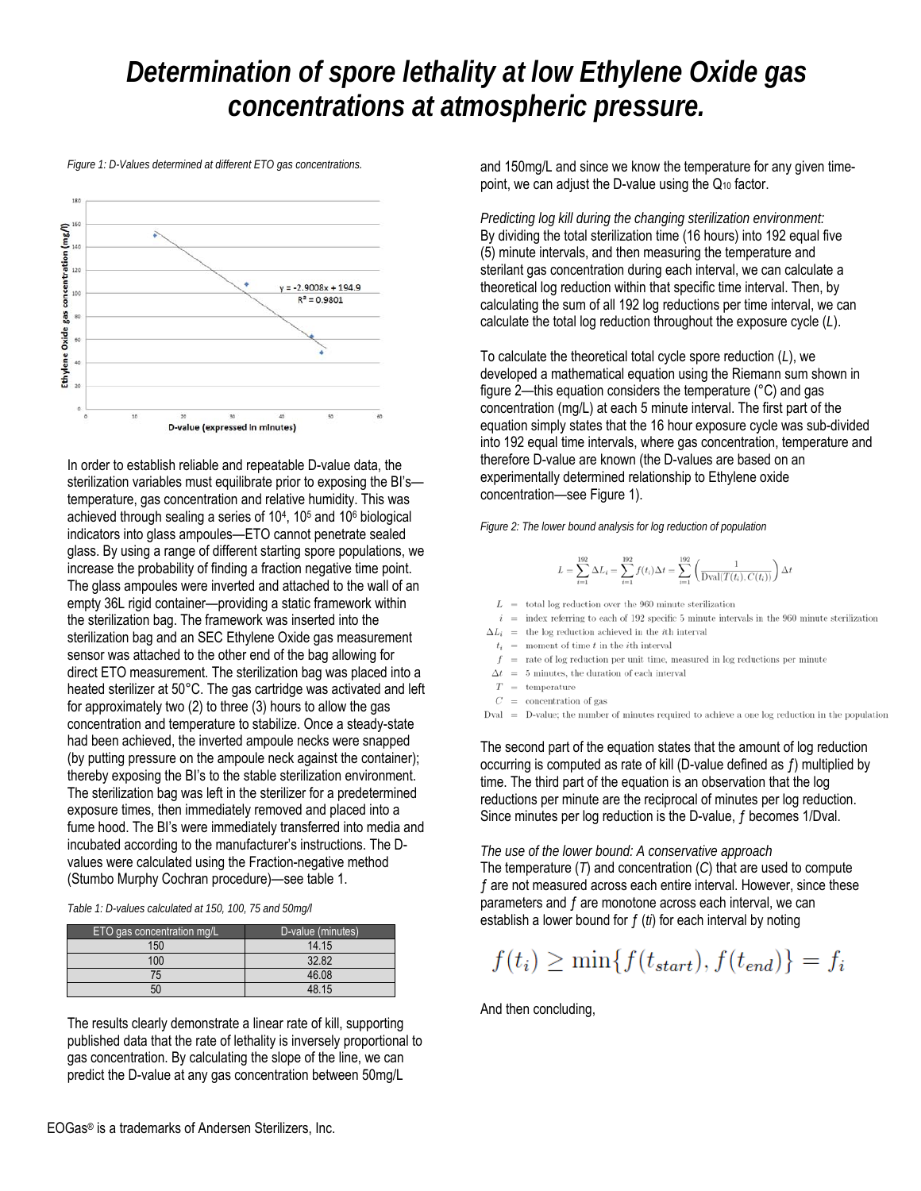# Determination of spore lethality at low Ethylene Oxide gas concentrations at atmospheric pressure.

*Figure 1: D-Values determined at different ETO gas concentrations.*

In order to establish reliable and repeatable D-value data, the sterilization variables must equilibrate prior to exposing the BI's—temperature, gas concentration and relative humidity. This was achieved through sealing a series of $10^4$, $10^5$ and $10^6$ biological indicators into glass ampoules—ETO cannot penetrate sealed glass. By using a range of different starting spore populations, we increase the probability of finding a fraction negative time point. The glass ampoules were inverted and attached to the wall of an empty 36L rigid container—providing a static framework within the sterilization bag. The framework was inserted into the sterilization bag and an SEC Ethylene Oxide gas measurement sensor was attached to the other end of the bag allowing for direct ETO measurement. The sterilization bag was placed into a heated sterilizer at 50°C. The gas cartridge was activated and left for approximately two (2) to three (3) hours to allow the gas concentration and temperature to stabilize. Once a steady-state had been achieved, the inverted ampoule necks were snapped (by putting pressure on the ampoule neck against the container); thereby exposing the BI's to the stable sterilization environment. The sterilization bag was left in the sterilizer for a predetermined exposure times, then immediately removed and placed into a fume hood. The BI's were immediately transferred into media and incubated according to the manufacturer's instructions. The D-values were calculated using the Fraction-negative method (Stumbo Murphy Cochran procedure)—see table 1.

*Table 1: D-values calculated at 150, 100, 75 and 50mg/l*

| ETO gas concentration mg/L | D-value (minutes) |
|---|---|
| 150 | 14.15 |
| 100 | 32.82 |
| 75 | 46.08 |
| 50 | 48.15 |

The results clearly demonstrate a linear rate of kill, supporting published data that the rate of lethality is inversely proportional to gas concentration. By calculating the slope of the line, we can predict the D-value at any gas concentration between 50mg/L and 150mg/L and since we know the temperature for any given time-point, we can adjust the D-value using the $Q_{10}$ factor.

*Predicting log kill during the changing sterilization environment:*
By dividing the total sterilization time (16 hours) into 192 equal five (5) minute intervals, and then measuring the temperature and sterilant gas concentration during each interval, we can calculate a theoretical log reduction within that specific time interval. Then, by calculating the sum of all 192 log reductions per time interval, we can calculate the total log reduction throughout the exposure cycle (*L*).

To calculate the theoretical total cycle spore reduction (*L*), we developed a mathematical equation using the Riemann sum shown in figure 2—this equation considers the temperature (°C) and gas concentration (mg/L) at each 5 minute interval. The first part of the equation simply states that the 16 hour exposure cycle was sub-divided into 192 equal time intervals, where gas concentration, temperature and therefore D-value are known (the D-values are based on an experimentally determined relationship to Ethylene oxide concentration—see Figure 1).

*Figure 2: The lower bound analysis for log reduction of population*

$$L = \sum_{i=1}^{192} \Delta L_i = \sum_{i=1}^{192} f(t_i)\Delta t = \sum_{i=1}^{192} \left( \frac{1}{\text{Dval}(T(t_i).C(t_i))} \right) \Delta t$$

- $L$ = total log reduction over the 960 minute sterilization
- $i$ = index referring to each of 192 specific 5 minute intervals in the 960 minute sterilization
- $\Delta L_i$ = the log reduction achieved in the $i$th interval
- $t_i$ = moment of time $t$ in the $i$th interval
- $f$ = rate of log reduction per unit time, measured in log reductions per minute
- $\Delta t$ = 5 minutes, the duration of each interval
- $T$ = temperature
- $C$ = concentration of gas
- Dval = D-value; the number of minutes required to achieve a one log reduction in the population

The second part of the equation states that the amount of log reduction occurring is computed as rate of kill (D-value defined as $f$) multiplied by time. The third part of the equation is an observation that the log reductions per minute are the reciprocal of minutes per log reduction. Since minutes per log reduction is the D-value, $f$ becomes 1/Dval.

*The use of the lower bound: A conservative approach*
The temperature (*T*) and concentration (*C*) that are used to compute $f$ are not measured across each entire interval. However, since these parameters and $f$ are monotone across each interval, we can establish a lower bound for $f(t_i)$ for each interval by noting

$$f(t_i) \geq \min\{f(t_{start}), f(t_{end})\} = f_i$$

And then concluding,

EOGas® is a trademarks of Andersen Sterilizers, Inc.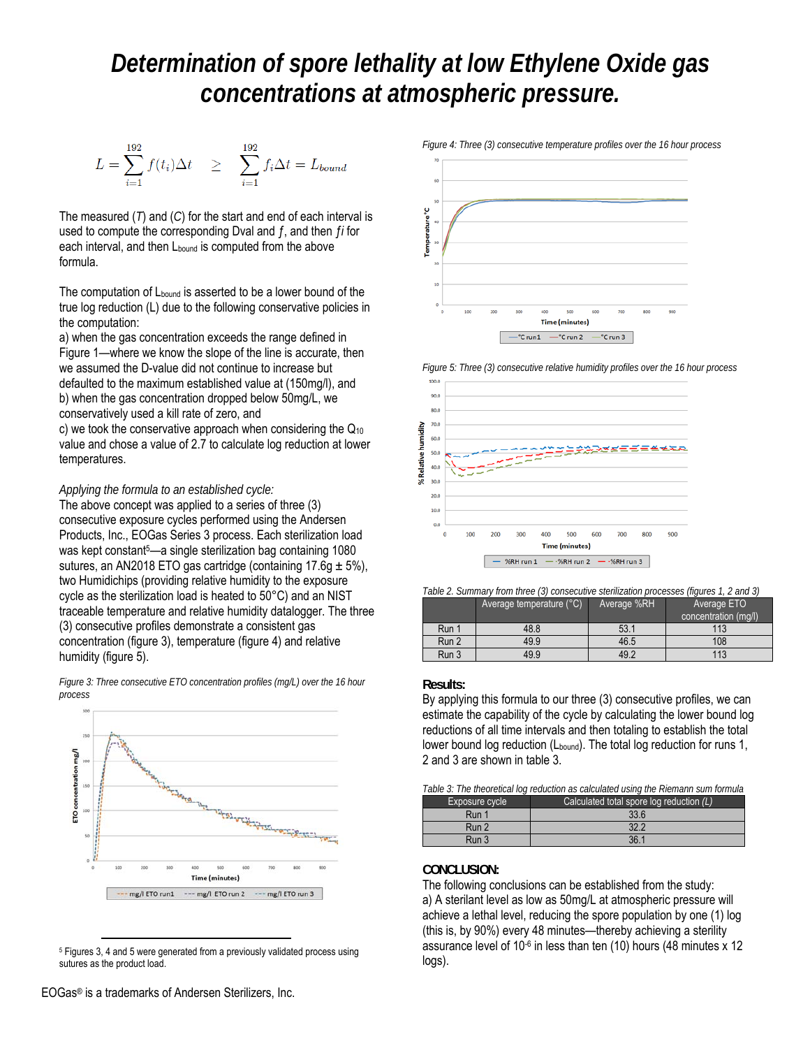# Determination of spore lethality at low Ethylene Oxide gas concentrations at atmospheric pressure.

$$L = \sum_{i=1}^{192} f(t_i)\Delta t \quad \geq \quad \sum_{i=1}^{192} f_i \Delta t = L_{bound}$$

The measured ($T$) and ($C$) for the start and end of each interval is used to compute the corresponding Dval and $f$, and then $f_i$ for each interval, and then $L_{bound}$ is computed from the above formula.

The computation of $L_{bound}$ is asserted to be a lower bound of the true log reduction (L) due to the following conservative policies in the computation:

a) when the gas concentration exceeds the range defined in Figure 1—where we know the slope of the line is accurate, then we assumed the D-value did not continue to increase but defaulted to the maximum established value at (150mg/l), and

b) when the gas concentration dropped below 50mg/L, we conservatively used a kill rate of zero, and

c) we took the conservative approach when considering the $Q_{10}$ value and chose a value of 2.7 to calculate log reduction at lower temperatures.

*Applying the formula to an established cycle:*

The above concept was applied to a series of three (3) consecutive exposure cycles performed using the Andersen Products, Inc., EOGas Series 3 process. Each sterilization load was kept constant[5]—a single sterilization bag containing 1080 sutures, an AN2018 ETO gas cartridge (containing 17.6g ± 5%), two Humidichips (providing relative humidity to the exposure cycle as the sterilization load is heated to 50°C) and an NIST traceable temperature and relative humidity datalogger. The three (3) consecutive profiles demonstrate a consistent gas concentration (figure 3), temperature (figure 4) and relative humidity (figure 5).

*Figure 3: Three consecutive ETO concentration profiles (mg/L) over the 16 hour process*

*Figure 4: Three (3) consecutive temperature profiles over the 16 hour process*

*Figure 5: Three (3) consecutive relative humidity profiles over the 16 hour process*

*Table 2. Summary from three (3) consecutive sterilization processes (figures 1, 2 and 3)*

| | Average temperature (°C) | Average %RH | Average ETO concentration (mg/l) |
|---|---|---|---|
| Run 1 | 48.8 | 53.1 | 113 |
| Run 2 | 49.9 | 46.5 | 108 |
| Run 3 | 49.9 | 49.2 | 113 |

## Results:

By applying this formula to our three (3) consecutive profiles, we can estimate the capability of the cycle by calculating the lower bound log reductions of all time intervals and then totaling to establish the total lower bound log reduction ($L_{bound}$). The total log reduction for runs 1, 2 and 3 are shown in table 3.

*Table 3: The theoretical log reduction as calculated using the Riemann sum formula*

| Exposure cycle | Calculated total spore log reduction (*L*) |
|---|---|
| Run 1 | 33.6 |
| Run 2 | 32.2 |
| Run 3 | 36.1 |

## CONCLUSION:

The following conclusions can be established from the study:

a) A sterilant level as low as 50mg/L at atmospheric pressure will achieve a lethal level, reducing the spore population by one (1) log (this is, by 90%) every 48 minutes—thereby achieving a sterility assurance level of $10^{-6}$ in less than ten (10) hours (48 minutes x 12 logs).

[5] Figures 3, 4 and 5 were generated from a previously validated process using sutures as the product load.

EOGas® is a trademarks of Andersen Sterilizers, Inc.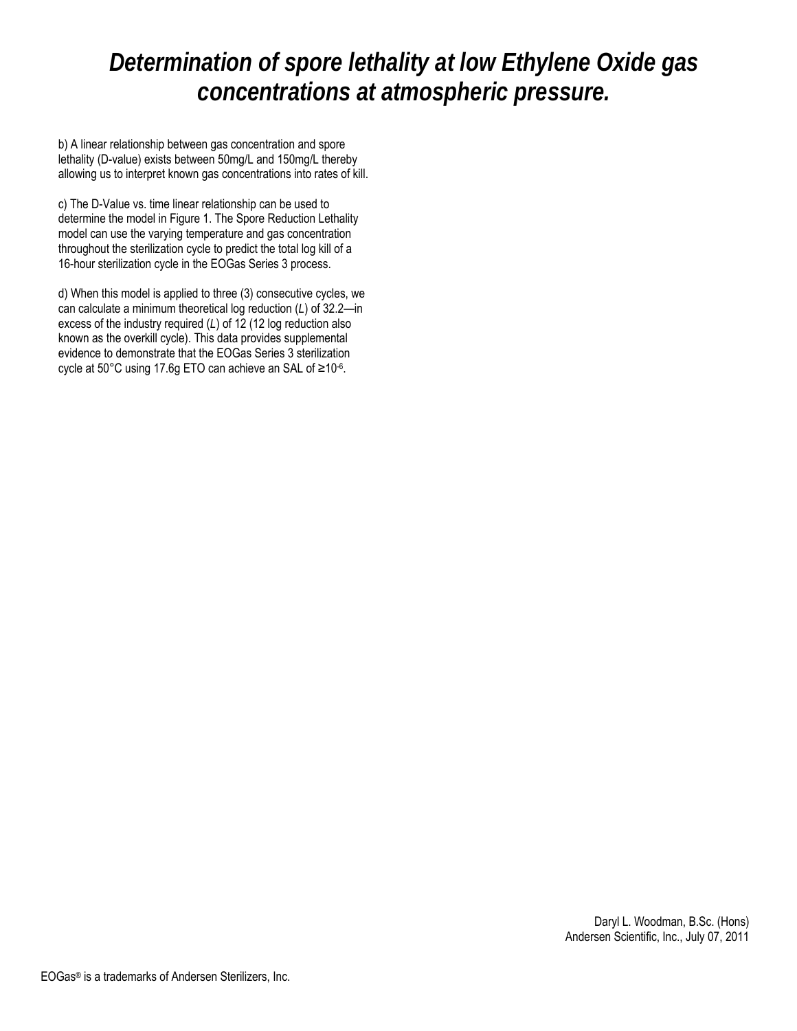# *Determination of spore lethality at low Ethylene Oxide gas concentrations at atmospheric pressure.*

b) A linear relationship between gas concentration and spore lethality (D-value) exists between 50mg/L and 150mg/L thereby allowing us to interpret known gas concentrations into rates of kill.

c) The D-Value vs. time linear relationship can be used to determine the model in Figure 1. The Spore Reduction Lethality model can use the varying temperature and gas concentration throughout the sterilization cycle to predict the total log kill of a 16-hour sterilization cycle in the EOGas Series 3 process.

d) When this model is applied to three (3) consecutive cycles, we can calculate a minimum theoretical log reduction (*L*) of 32.2—in excess of the industry required (*L*) of 12 (12 log reduction also known as the overkill cycle). This data provides supplemental evidence to demonstrate that the EOGas Series 3 sterilization cycle at 50°C using 17.6g ETO can achieve an SAL of $\geq 10^{-6}$.

Daryl L. Woodman, B.Sc. (Hons)
Andersen Scientific, Inc., July 07, 2011

EOGas® is a trademarks of Andersen Sterilizers, Inc.